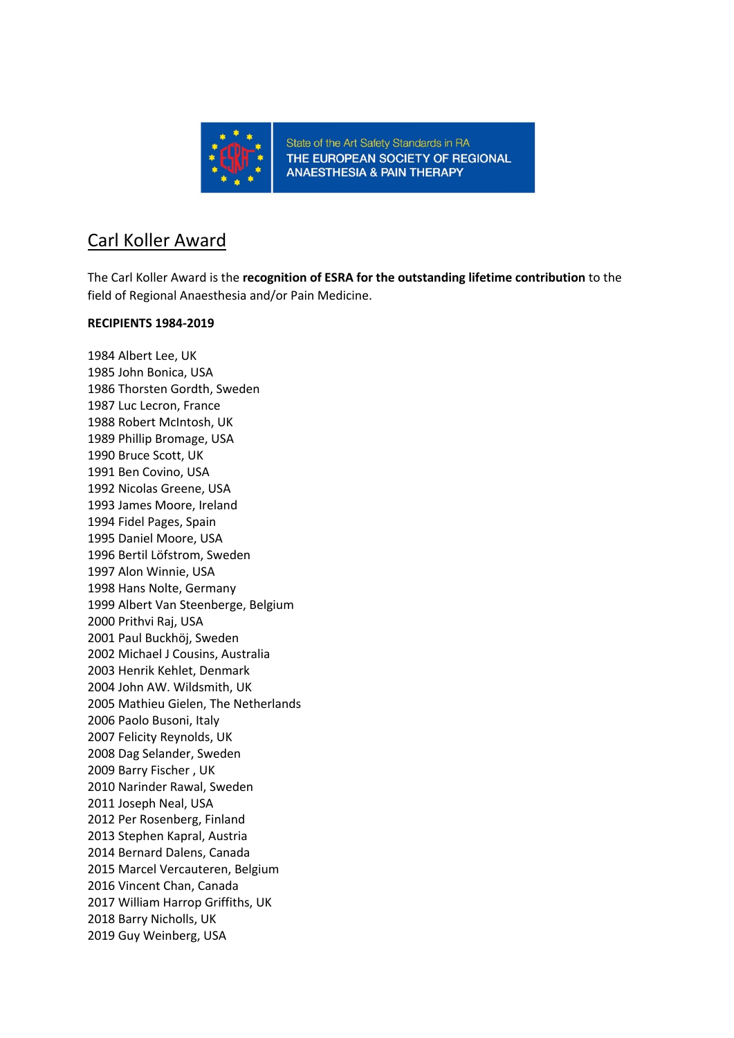State of the Art Safety Standards in RA
THE EUROPEAN SOCIETY OF REGIONAL ANAESTHESIA & PAIN THERAPY

# Carl Koller Award

The Carl Koller Award is the **recognition of ESRA for the outstanding lifetime contribution** to the field of Regional Anaesthesia and/or Pain Medicine.

**RECIPIENTS 1984-2019**

1984 Albert Lee, UK
1985 John Bonica, USA
1986 Thorsten Gordth, Sweden
1987 Luc Lecron, France
1988 Robert McIntosh, UK
1989 Phillip Bromage, USA
1990 Bruce Scott, UK
1991 Ben Covino, USA
1992 Nicolas Greene, USA
1993 James Moore, Ireland
1994 Fidel Pages, Spain
1995 Daniel Moore, USA
1996 Bertil Löfstrom, Sweden
1997 Alon Winnie, USA
1998 Hans Nolte, Germany
1999 Albert Van Steenberge, Belgium
2000 Prithvi Raj, USA
2001 Paul Buckhöj, Sweden
2002 Michael J Cousins, Australia
2003 Henrik Kehlet, Denmark
2004 John AW. Wildsmith, UK
2005 Mathieu Gielen, The Netherlands
2006 Paolo Busoni, Italy
2007 Felicity Reynolds, UK
2008 Dag Selander, Sweden
2009 Barry Fischer , UK
2010 Narinder Rawal, Sweden
2011 Joseph Neal, USA
2012 Per Rosenberg, Finland
2013 Stephen Kapral, Austria
2014 Bernard Dalens, Canada
2015 Marcel Vercauteren, Belgium
2016 Vincent Chan, Canada
2017 William Harrop Griffiths, UK
2018 Barry Nicholls, UK
2019 Guy Weinberg, USA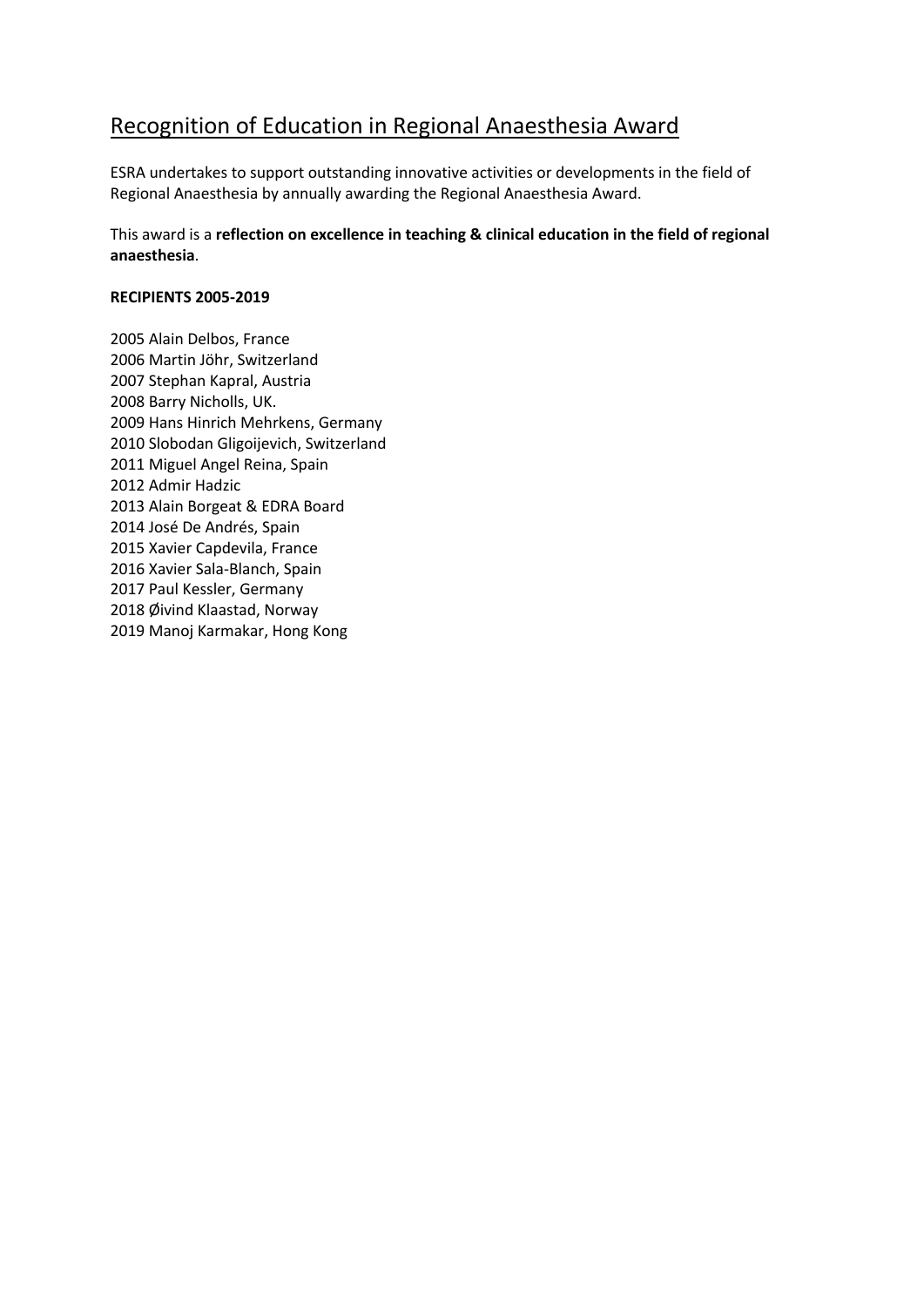## Recognition of Education in Regional Anaesthesia Award

ESRA undertakes to support outstanding innovative activities or developments in the field of Regional Anaesthesia by annually awarding the Regional Anaesthesia Award.

This award is a **reflection on excellence in teaching & clinical education in the field of regional anaesthesia**.

**RECIPIENTS 2005-2019**

2005 Alain Delbos, France
2006 Martin Jöhr, Switzerland
2007 Stephan Kapral, Austria
2008 Barry Nicholls, UK.
2009 Hans Hinrich Mehrkens, Germany
2010 Slobodan Gligoijevich, Switzerland
2011 Miguel Angel Reina, Spain
2012 Admir Hadzic
2013 Alain Borgeat & EDRA Board
2014 José De Andrés, Spain
2015 Xavier Capdevila, France
2016 Xavier Sala-Blanch, Spain
2017 Paul Kessler, Germany
2018 Øivind Klaastad, Norway
2019 Manoj Karmakar, Hong Kong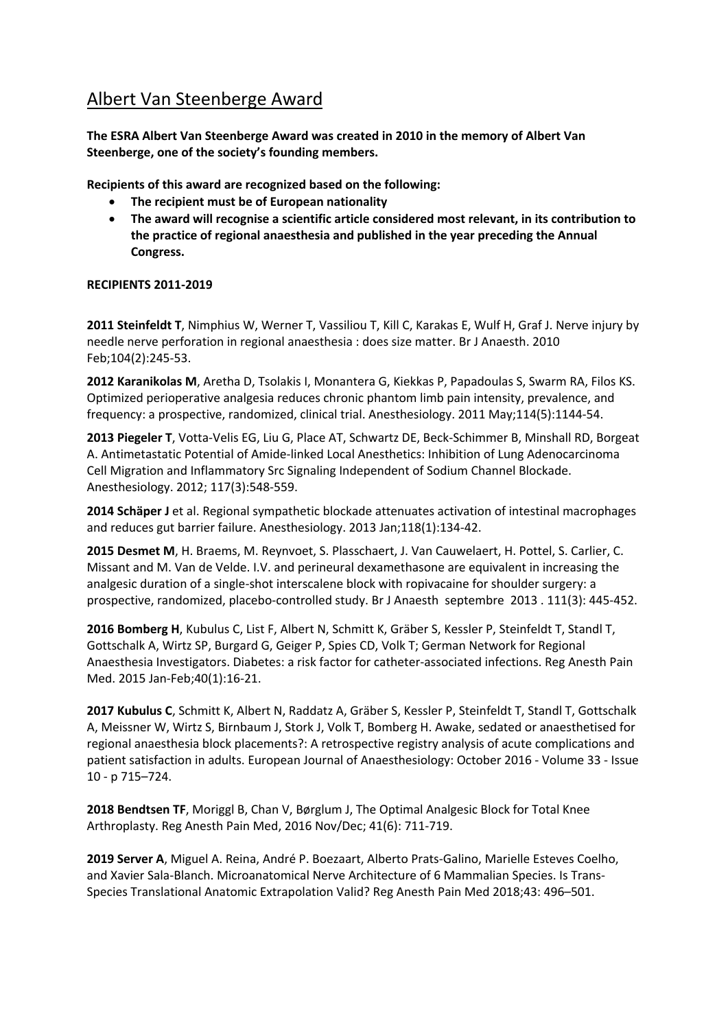# Albert Van Steenberge Award

**The ESRA Albert Van Steenberge Award was created in 2010 in the memory of Albert Van Steenberge, one of the society's founding members.**

**Recipients of this award are recognized based on the following:**

- **The recipient must be of European nationality**
- **The award will recognise a scientific article considered most relevant, in its contribution to the practice of regional anaesthesia and published in the year preceding the Annual Congress.**

**RECIPIENTS 2011-2019**

**2011 Steinfeldt T**, Nimphius W, Werner T, Vassiliou T, Kill C, Karakas E, Wulf H, Graf J. Nerve injury by needle nerve perforation in regional anaesthesia : does size matter. Br J Anaesth. 2010 Feb;104(2):245-53.

**2012 Karanikolas M**, Aretha D, Tsolakis I, Monantera G, Kiekkas P, Papadoulas S, Swarm RA, Filos KS. Optimized perioperative analgesia reduces chronic phantom limb pain intensity, prevalence, and frequency: a prospective, randomized, clinical trial. Anesthesiology. 2011 May;114(5):1144-54.

**2013 Piegeler T**, Votta-Velis EG, Liu G, Place AT, Schwartz DE, Beck-Schimmer B, Minshall RD, Borgeat A. Antimetastatic Potential of Amide-linked Local Anesthetics: Inhibition of Lung Adenocarcinoma Cell Migration and Inflammatory Src Signaling Independent of Sodium Channel Blockade. Anesthesiology. 2012; 117(3):548-559.

**2014 Schäper J** et al. Regional sympathetic blockade attenuates activation of intestinal macrophages and reduces gut barrier failure. Anesthesiology. 2013 Jan;118(1):134-42.

**2015 Desmet M**, H. Braems, M. Reynvoet, S. Plasschaert, J. Van Cauwelaert, H. Pottel, S. Carlier, C. Missant and M. Van de Velde. I.V. and perineural dexamethasone are equivalent in increasing the analgesic duration of a single-shot interscalene block with ropivacaine for shoulder surgery: a prospective, randomized, placebo-controlled study. Br J Anaesth septembre 2013 . 111(3): 445-452.

**2016 Bomberg H**, Kubulus C, List F, Albert N, Schmitt K, Gräber S, Kessler P, Steinfeldt T, Standl T, Gottschalk A, Wirtz SP, Burgard G, Geiger P, Spies CD, Volk T; German Network for Regional Anaesthesia Investigators. Diabetes: a risk factor for catheter-associated infections. Reg Anesth Pain Med. 2015 Jan-Feb;40(1):16-21.

**2017 Kubulus C**, Schmitt K, Albert N, Raddatz A, Gräber S, Kessler P, Steinfeldt T, Standl T, Gottschalk A, Meissner W, Wirtz S, Birnbaum J, Stork J, Volk T, Bomberg H. Awake, sedated or anaesthetised for regional anaesthesia block placements?: A retrospective registry analysis of acute complications and patient satisfaction in adults. European Journal of Anaesthesiology: October 2016 - Volume 33 - Issue 10 - p 715–724.

**2018 Bendtsen TF**, Moriggl B, Chan V, Børglum J, The Optimal Analgesic Block for Total Knee Arthroplasty. Reg Anesth Pain Med, 2016 Nov/Dec; 41(6): 711-719.

**2019 Server A**, Miguel A. Reina, André P. Boezaart, Alberto Prats-Galino, Marielle Esteves Coelho, and Xavier Sala-Blanch. Microanatomical Nerve Architecture of 6 Mammalian Species. Is Trans-Species Translational Anatomic Extrapolation Valid? Reg Anesth Pain Med 2018;43: 496–501.